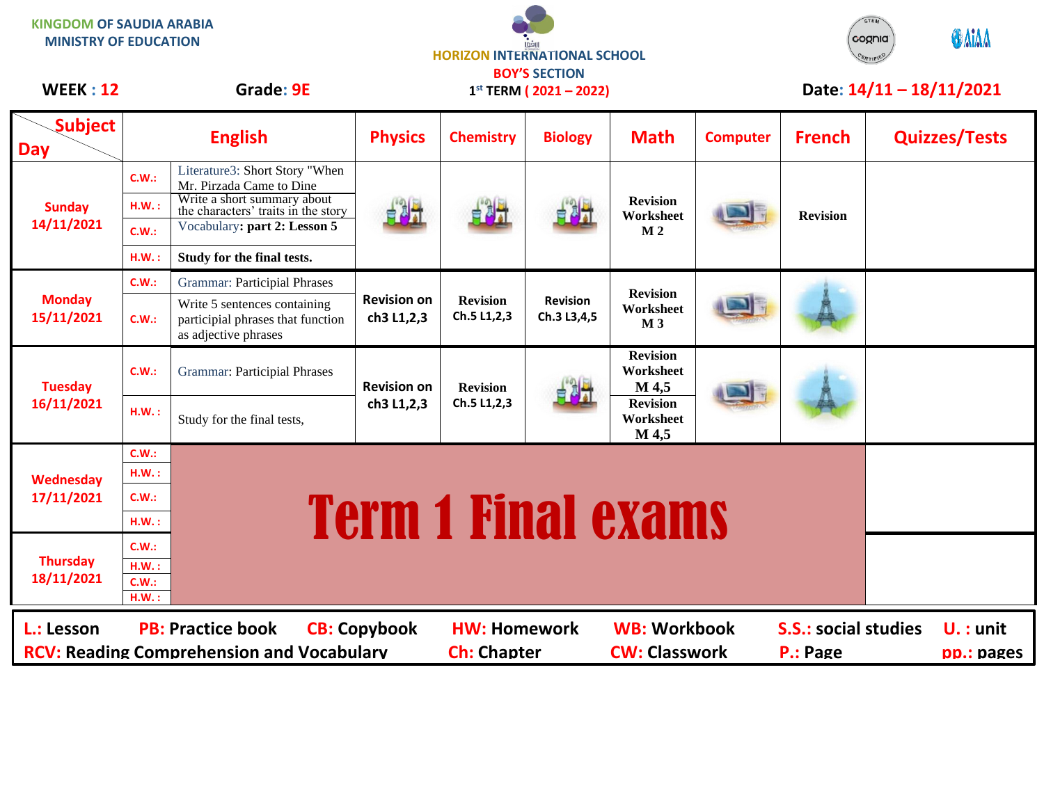KINGDOM OF SAUDIA ARABIA
MINISTRY OF EDUCATION

HORIZON INTERNATIONAL SCHOOL
BOY'S SECTION

**WEEK : 12** **Grade: 9E** 1st TERM ( 2021 – 2022) **Date: 14/11 – 18/11/2021**

| Day \ Subject | | English | Physics | Chemistry | Biology | Math | Computer | French | Quizzes/Tests |
|---|---|---|---|---|---|---|---|---|---|
| Sunday 14/11/2021 | C.W.: | Literature3: Short Story "When Mr. Pirzada Came to Dine | | | | Revision Worksheet M 2 | | Revision | |
| | H.W. : | Write a short summary about the characters' traits in the story | | | | | | | |
| | C.W.: | Vocabulary: **part 2: Lesson 5** | | | | | | | |
| | H.W. : | **Study for the final tests.** | | | | | | | |
| Monday 15/11/2021 | C.W.: | Grammar: Participial Phrases | Revision on ch3 L1,2,3 | Revision Ch.5 L1,2,3 | Revision Ch.3 L3,4,5 | Revision Worksheet M 3 | | | |
| | C.W.: | Write 5 sentences containing participial phrases that function as adjective phrases | | | | | | | |
| Tuesday 16/11/2021 | C.W.: | Grammar: Participial Phrases | Revision on ch3 L1,2,3 | Revision Ch.5 L1,2,3 | | Revision Worksheet M 4,5 | | | |
| | H.W. : | Study for the final tests, | | | | Revision Worksheet M 4,5 | | | |
| Wednesday 17/11/2021 | C.W.: | **Term 1 Final exams** | | | | | | | |
| | H.W. : | | | | | | | | |
| | C.W.: | | | | | | | | |
| | H.W. : | | | | | | | | |
| Thursday 18/11/2021 | C.W.: | | | | | | | | |
| | H.W. : | | | | | | | | |
| | C.W.: | | | | | | | | |
| | H.W. : | | | | | | | | |

L.: Lesson | PB: Practice book | CB: Copybook | HW: Homework | WB: Workbook | S.S.: social studies | U. : unit
RCV: Reading Comprehension and Vocabulary | Ch: Chapter | CW: Classwork | P.: Page | pp.: pages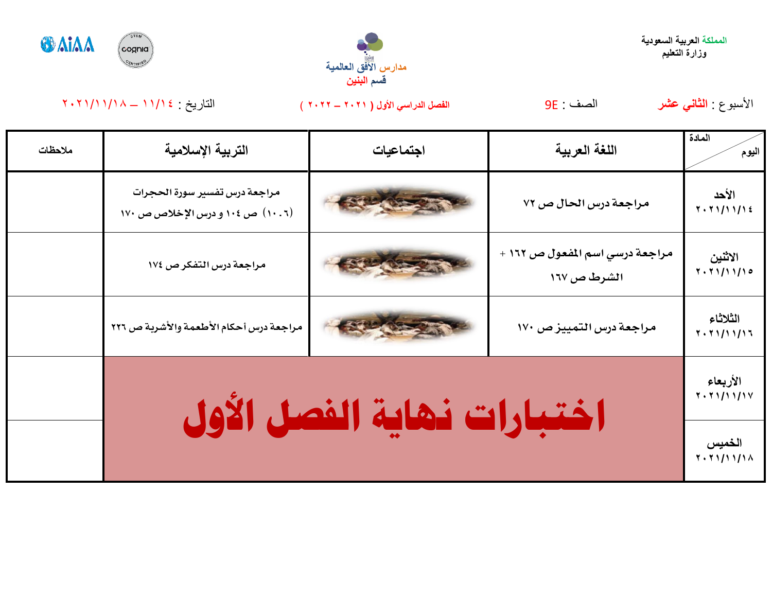المملكة العربية السعودية
وزارة التعليم

مدارس الأفق العالمية
قسم البنين

AiAA

cognia

الأسبوع : الثاني عشر　　الصف : 9E　　الفصل الدراسي الأول ( ٢٠٢١ – ٢٠٢٢ )　　التاريخ : ١١/١٤ – ٢٠٢١/١١/١٨

| اليوم / المادة | اللغة العربية | اجتماعيات | التربية الإسلامية | ملاحظات |
|---|---|---|---|---|
| الأحد ٢٠٢١/١١/١٤ | مراجعة درس الحال ص ٧٢ | | مراجعة درس تفسير سورة الحجرات (١٠.٦) ص ١٠٤ و درس الإخلاص ص ١٧٠ | |
| الاثنين ٢٠٢١/١١/١٥ | مراجعة درسي اسم المفعول ص ١٦٢ + الشرط ص ١٦٧ | | مراجعة درس التفكر ص ١٧٤ | |
| الثلاثاء ٢٠٢١/١١/١٦ | مراجعة درس التمييز ص ١٧٠ | | مراجعة درس أحكام الأطعمة والأشربة ص ٢٢٦ | |
| الأربعاء ٢٠٢١/١١/١٧ | اختبارات نهاية الفصل الأول | | | |
| الخميس ٢٠٢١/١١/١٨ | | | | |